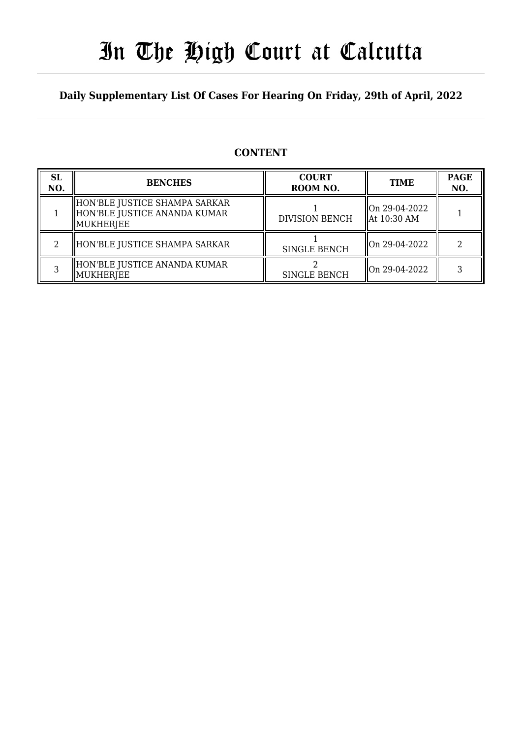# In The High Court at Calcutta

## Daily Supplementary List Of Cases For Hearing On Friday, 29th of April, 2022

### CONTENT

| SL NO. | BENCHES | COURT ROOM NO. | TIME | PAGE NO. |
|---|---|---|---|---|
| 1 | HON'BLE JUSTICE SHAMPA SARKAR<br>HON'BLE JUSTICE ANANDA KUMAR MUKHERJEE | 1<br>DIVISION BENCH | On 29-04-2022<br>At 10:30 AM | 1 |
| 2 | HON'BLE JUSTICE SHAMPA SARKAR | 1<br>SINGLE BENCH | On 29-04-2022 | 2 |
| 3 | HON'BLE JUSTICE ANANDA KUMAR MUKHERJEE | 2<br>SINGLE BENCH | On 29-04-2022 | 3 |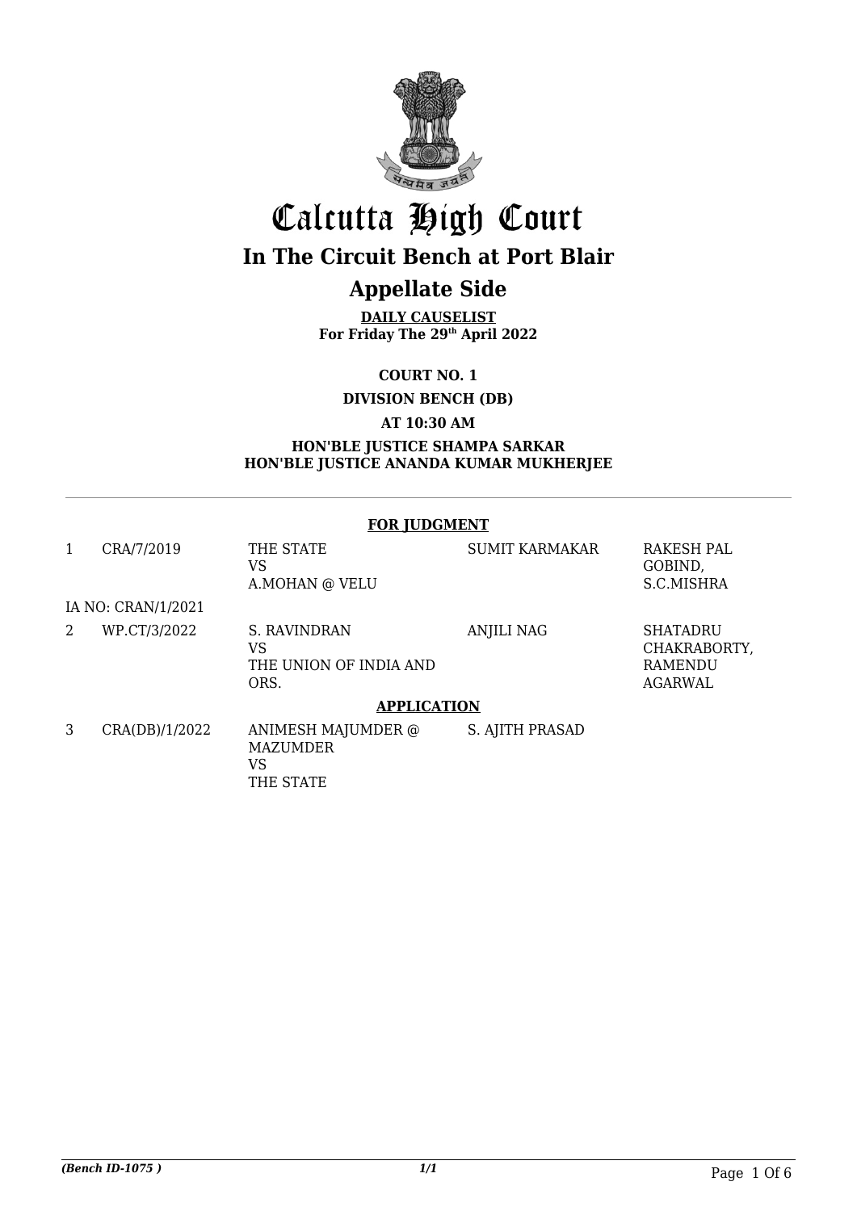# Calcutta High Court

## In The Circuit Bench at Port Blair

## Appellate Side

**DAILY CAUSELIST**
**For Friday The 29th April 2022**

**COURT NO. 1**

**DIVISION BENCH (DB)**

**AT 10:30 AM**

**HON'BLE JUSTICE SHAMPA SARKAR**
**HON'BLE JUSTICE ANANDA KUMAR MUKHERJEE**

---

**FOR JUDGMENT**

| | | | | |
|---|---|---|---|---|
| 1 | CRA/7/2019 | THE STATE VS A.MOHAN @ VELU | SUMIT KARMAKAR | RAKESH PAL GOBIND, S.C.MISHRA |
| IA NO: CRAN/1/2021 | | | | |
| 2 | WP.CT/3/2022 | S. RAVINDRAN VS THE UNION OF INDIA AND ORS. | ANJILI NAG | SHATADRU CHAKRABORTY, RAMENDU AGARWAL |

**APPLICATION**

| | | | | |
|---|---|---|---|---|
| 3 | CRA(DB)/1/2022 | ANIMESH MAJUMDER @ MAZUMDER VS THE STATE | S. AJITH PRASAD | |

*(Bench ID-1075 )* *1/1*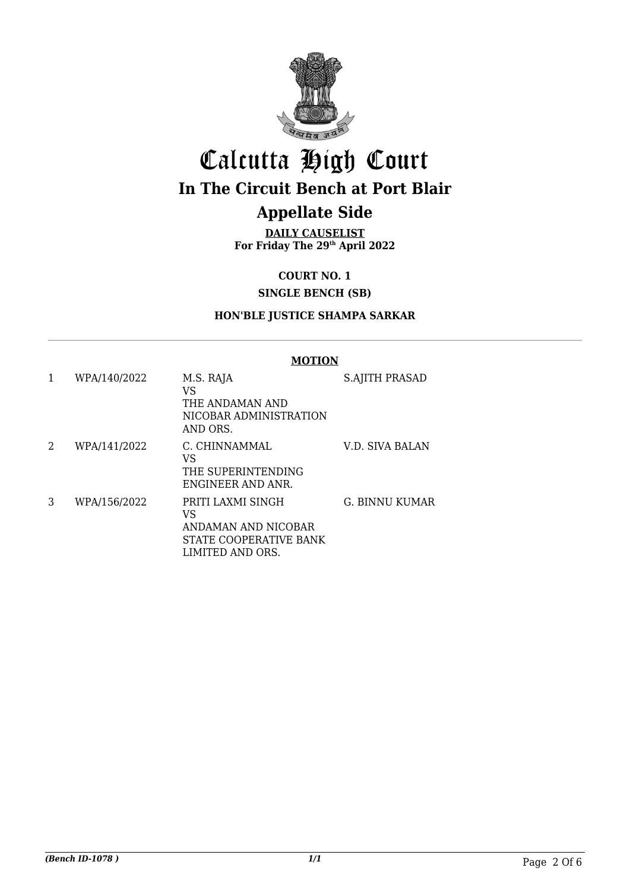# Calcutta High Court

## In The Circuit Bench at Port Blair

## Appellate Side

**DAILY CAUSELIST**
**For Friday The 29th April 2022**

**COURT NO. 1**

**SINGLE BENCH (SB)**

**HON'BLE JUSTICE SHAMPA SARKAR**

**MOTION**

| | | | |
|---|---|---|---|
| 1 | WPA/140/2022 | M.S. RAJA<br>VS<br>THE ANDAMAN AND NICOBAR ADMINISTRATION AND ORS. | S.AJITH PRASAD |
| 2 | WPA/141/2022 | C. CHINNAMMAL<br>VS<br>THE SUPERINTENDING ENGINEER AND ANR. | V.D. SIVA BALAN |
| 3 | WPA/156/2022 | PRITI LAXMI SINGH<br>VS<br>ANDAMAN AND NICOBAR STATE COOPERATIVE BANK LIMITED AND ORS. | G. BINNU KUMAR |

*(Bench ID-1078 )* *1/1*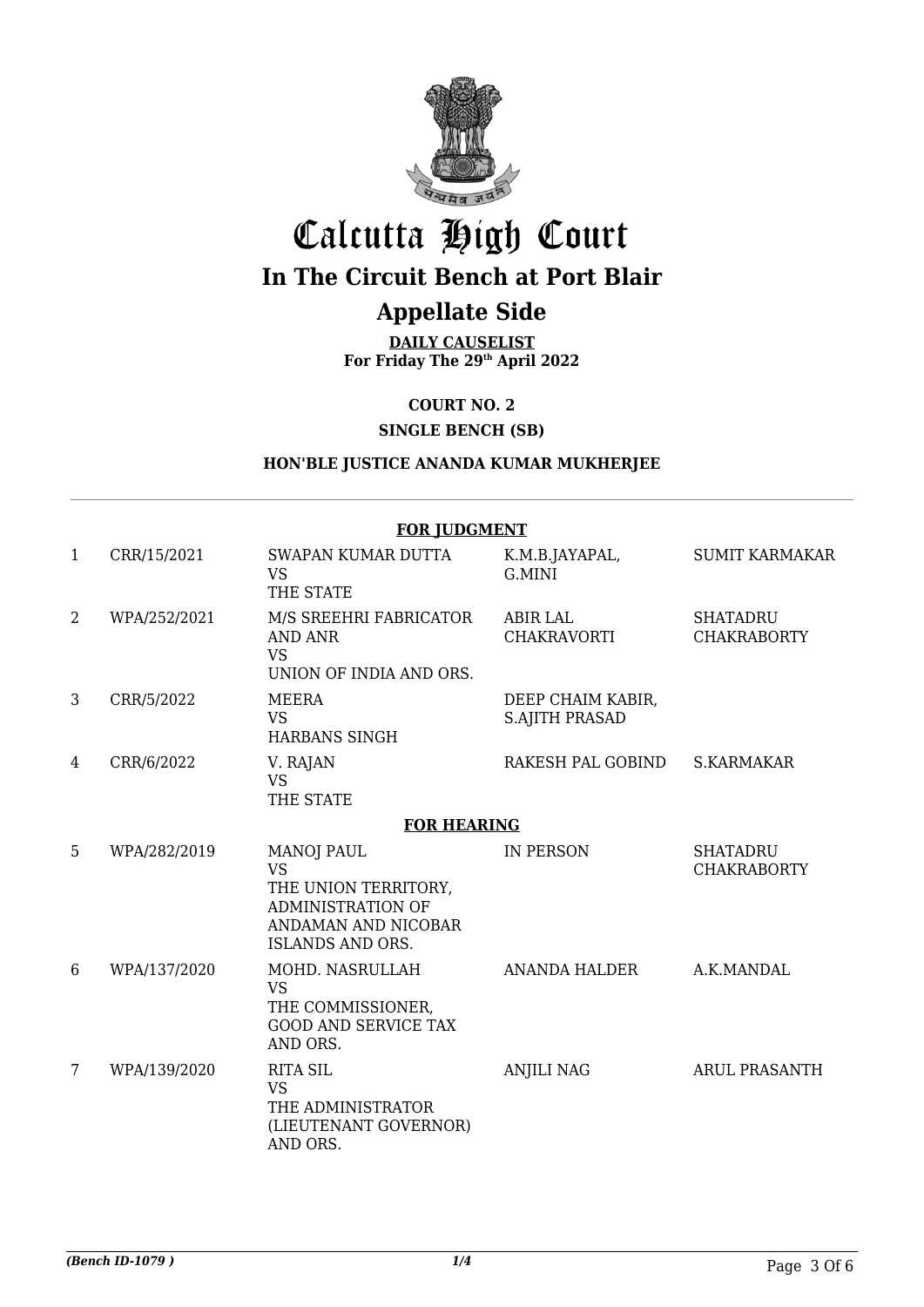# Calcutta High Court

## In The Circuit Bench at Port Blair

## Appellate Side

**DAILY CAUSELIST**
**For Friday The 29th April 2022**

**COURT NO. 2**

**SINGLE BENCH (SB)**

**HON'BLE JUSTICE ANANDA KUMAR MUKHERJEE**

**FOR JUDGMENT**

| | | | | |
|---|---|---|---|---|
| 1 | CRR/15/2021 | SWAPAN KUMAR DUTTA VS THE STATE | K.M.B.JAYAPAL, G.MINI | SUMIT KARMAKAR |
| 2 | WPA/252/2021 | M/S SREEHRI FABRICATOR AND ANR VS UNION OF INDIA AND ORS. | ABIR LAL CHAKRAVORTI | SHATADRU CHAKRABORTY |
| 3 | CRR/5/2022 | MEERA VS HARBANS SINGH | DEEP CHAIM KABIR, S.AJITH PRASAD | |
| 4 | CRR/6/2022 | V. RAJAN VS THE STATE | RAKESH PAL GOBIND | S.KARMAKAR |

**FOR HEARING**

| | | | | |
|---|---|---|---|---|
| 5 | WPA/282/2019 | MANOJ PAUL VS THE UNION TERRITORY, ADMINISTRATION OF ANDAMAN AND NICOBAR ISLANDS AND ORS. | IN PERSON | SHATADRU CHAKRABORTY |
| 6 | WPA/137/2020 | MOHD. NASRULLAH VS THE COMMISSIONER, GOOD AND SERVICE TAX AND ORS. | ANANDA HALDER | A.K.MANDAL |
| 7 | WPA/139/2020 | RITA SIL VS THE ADMINISTRATOR (LIEUTENANT GOVERNOR) AND ORS. | ANJILI NAG | ARUL PRASANTH |

*(Bench ID-1079 )* 1/4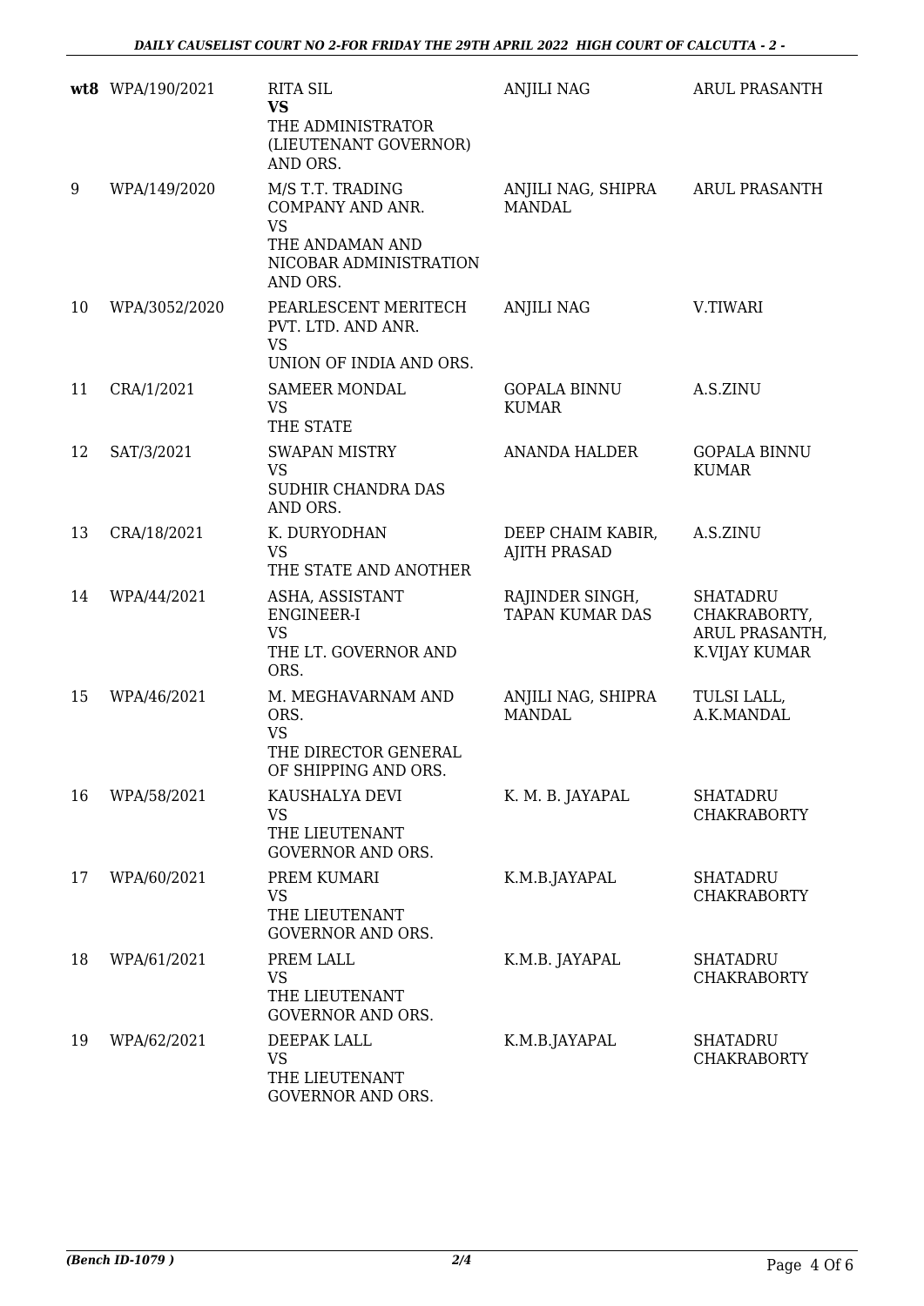| | | | | |
|---|---|---|---|---|
| **wt8** | WPA/190/2021 | RITA SIL<br>**VS**<br>THE ADMINISTRATOR (LIEUTENANT GOVERNOR) AND ORS. | ANJILI NAG | ARUL PRASANTH |
| 9 | WPA/149/2020 | M/S T.T. TRADING COMPANY AND ANR.<br>VS<br>THE ANDAMAN AND NICOBAR ADMINISTRATION AND ORS. | ANJILI NAG, SHIPRA MANDAL | ARUL PRASANTH |
| 10 | WPA/3052/2020 | PEARLESCENT MERITECH PVT. LTD. AND ANR.<br>VS<br>UNION OF INDIA AND ORS. | ANJILI NAG | V.TIWARI |
| 11 | CRA/1/2021 | SAMEER MONDAL<br>VS<br>THE STATE | GOPALA BINNU KUMAR | A.S.ZINU |
| 12 | SAT/3/2021 | SWAPAN MISTRY<br>VS<br>SUDHIR CHANDRA DAS AND ORS. | ANANDA HALDER | GOPALA BINNU KUMAR |
| 13 | CRA/18/2021 | K. DURYODHAN<br>VS<br>THE STATE AND ANOTHER | DEEP CHAIM KABIR, AJITH PRASAD | A.S.ZINU |
| 14 | WPA/44/2021 | ASHA, ASSISTANT ENGINEER-I<br>VS<br>THE LT. GOVERNOR AND ORS. | RAJINDER SINGH, TAPAN KUMAR DAS | SHATADRU CHAKRABORTY, ARUL PRASANTH, K.VIJAY KUMAR |
| 15 | WPA/46/2021 | M. MEGHAVARNAM AND ORS.<br>VS<br>THE DIRECTOR GENERAL OF SHIPPING AND ORS. | ANJILI NAG, SHIPRA MANDAL | TULSI LALL, A.K.MANDAL |
| 16 | WPA/58/2021 | KAUSHALYA DEVI<br>VS<br>THE LIEUTENANT GOVERNOR AND ORS. | K. M. B. JAYAPAL | SHATADRU CHAKRABORTY |
| 17 | WPA/60/2021 | PREM KUMARI<br>VS<br>THE LIEUTENANT GOVERNOR AND ORS. | K.M.B.JAYAPAL | SHATADRU CHAKRABORTY |
| 18 | WPA/61/2021 | PREM LALL<br>VS<br>THE LIEUTENANT GOVERNOR AND ORS. | K.M.B. JAYAPAL | SHATADRU CHAKRABORTY |
| 19 | WPA/62/2021 | DEEPAK LALL<br>VS<br>THE LIEUTENANT GOVERNOR AND ORS. | K.M.B.JAYAPAL | SHATADRU CHAKRABORTY |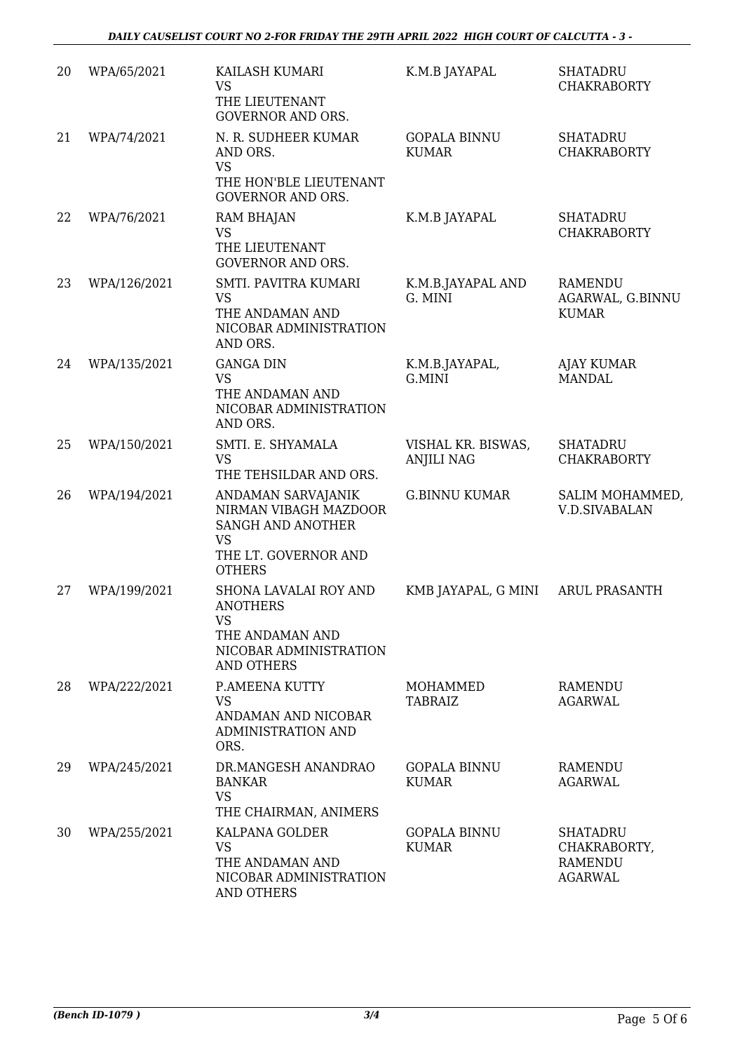| 20 | WPA/65/2021 | KAILASH KUMARI<br>VS<br>THE LIEUTENANT GOVERNOR AND ORS. | K.M.B JAYAPAL | SHATADRU CHAKRABORTY |
|---|---|---|---|---|
| 21 | WPA/74/2021 | N. R. SUDHEER KUMAR AND ORS.<br>VS<br>THE HON'BLE LIEUTENANT GOVERNOR AND ORS. | GOPALA BINNU KUMAR | SHATADRU CHAKRABORTY |
| 22 | WPA/76/2021 | RAM BHAJAN<br>VS<br>THE LIEUTENANT GOVERNOR AND ORS. | K.M.B JAYAPAL | SHATADRU CHAKRABORTY |
| 23 | WPA/126/2021 | SMTI. PAVITRA KUMARI<br>VS<br>THE ANDAMAN AND NICOBAR ADMINISTRATION AND ORS. | K.M.B.JAYAPAL AND G. MINI | RAMENDU AGARWAL, G.BINNU KUMAR |
| 24 | WPA/135/2021 | GANGA DIN<br>VS<br>THE ANDAMAN AND NICOBAR ADMINISTRATION AND ORS. | K.M.B.JAYAPAL, G.MINI | AJAY KUMAR MANDAL |
| 25 | WPA/150/2021 | SMTI. E. SHYAMALA<br>VS<br>THE TEHSILDAR AND ORS. | VISHAL KR. BISWAS, ANJILI NAG | SHATADRU CHAKRABORTY |
| 26 | WPA/194/2021 | ANDAMAN SARVAJANIK NIRMAN VIBAGH MAZDOOR SANGH AND ANOTHER<br>VS<br>THE LT. GOVERNOR AND OTHERS | G.BINNU KUMAR | SALIM MOHAMMED, V.D.SIVABALAN |
| 27 | WPA/199/2021 | SHONA LAVALAI ROY AND ANOTHERS<br>VS<br>THE ANDAMAN AND NICOBAR ADMINISTRATION AND OTHERS | KMB JAYAPAL, G MINI | ARUL PRASANTH |
| 28 | WPA/222/2021 | P.AMEENA KUTTY<br>VS<br>ANDAMAN AND NICOBAR ADMINISTRATION AND ORS. | MOHAMMED TABRAIZ | RAMENDU AGARWAL |
| 29 | WPA/245/2021 | DR.MANGESH ANANDRAO BANKAR<br>VS<br>THE CHAIRMAN, ANIMERS | GOPALA BINNU KUMAR | RAMENDU AGARWAL |
| 30 | WPA/255/2021 | KALPANA GOLDER<br>VS<br>THE ANDAMAN AND NICOBAR ADMINISTRATION AND OTHERS | GOPALA BINNU KUMAR | SHATADRU CHAKRABORTY, RAMENDU AGARWAL |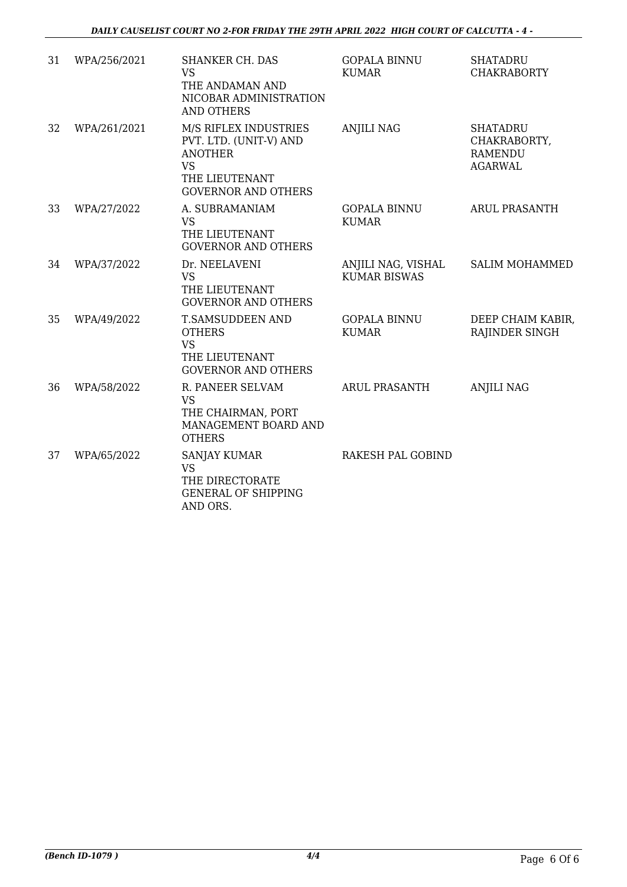| | | | | |
|---|---|---|---|---|
| 31 | WPA/256/2021 | SHANKER CH. DAS VS THE ANDAMAN AND NICOBAR ADMINISTRATION AND OTHERS | GOPALA BINNU KUMAR | SHATADRU CHAKRABORTY |
| 32 | WPA/261/2021 | M/S RIFLEX INDUSTRIES PVT. LTD. (UNIT-V) AND ANOTHER VS THE LIEUTENANT GOVERNOR AND OTHERS | ANJILI NAG | SHATADRU CHAKRABORTY, RAMENDU AGARWAL |
| 33 | WPA/27/2022 | A. SUBRAMANIAM VS THE LIEUTENANT GOVERNOR AND OTHERS | GOPALA BINNU KUMAR | ARUL PRASANTH |
| 34 | WPA/37/2022 | Dr. NEELAVENI VS THE LIEUTENANT GOVERNOR AND OTHERS | ANJILI NAG, VISHAL KUMAR BISWAS | SALIM MOHAMMED |
| 35 | WPA/49/2022 | T.SAMSUDDEEN AND OTHERS VS THE LIEUTENANT GOVERNOR AND OTHERS | GOPALA BINNU KUMAR | DEEP CHAIM KABIR, RAJINDER SINGH |
| 36 | WPA/58/2022 | R. PANEER SELVAM VS THE CHAIRMAN, PORT MANAGEMENT BOARD AND OTHERS | ARUL PRASANTH | ANJILI NAG |
| 37 | WPA/65/2022 | SANJAY KUMAR VS THE DIRECTORATE GENERAL OF SHIPPING AND ORS. | RAKESH PAL GOBIND | |